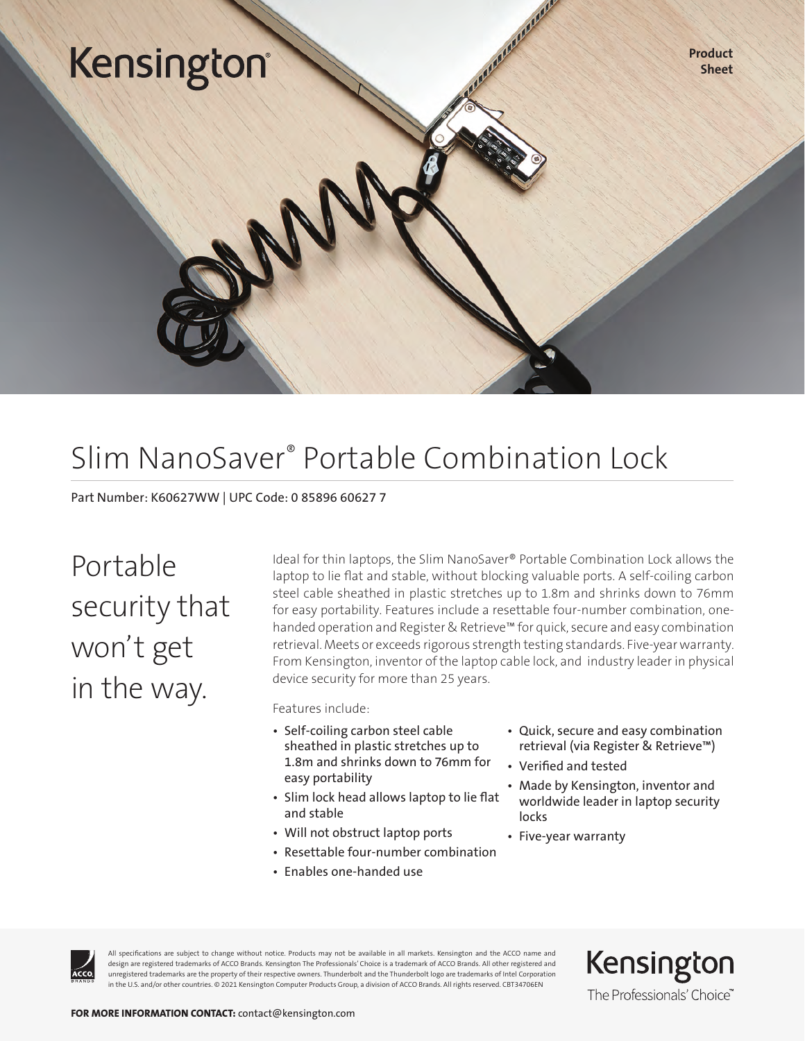Kensington

**Product Sheet**

# Slim NanoSaver® Portable Combination Lock

Part Number: K60627WW | UPC Code: 0 85896 60627 7

## Portable security that won't get in the way.

Ideal for thin laptops, the Slim NanoSaver® Portable Combination Lock allows the laptop to lie flat and stable, without blocking valuable ports. A self-coiling carbon steel cable sheathed in plastic stretches up to 1.8m and shrinks down to 76mm for easy portability. Features include a resettable four-number combination, one-handed operation and Register & Retrieve™ for quick, secure and easy combination retrieval. Meets or exceeds rigorous strength testing standards. Five-year warranty. From Kensington, inventor of the laptop cable lock, and industry leader in physical device security for more than 25 years.

Features include:

- Self-coiling carbon steel cable sheathed in plastic stretches up to 1.8m and shrinks down to 76mm for easy portability
- Slim lock head allows laptop to lie flat and stable
- Will not obstruct laptop ports
- Resettable four-number combination
- Enables one-handed use
- Quick, secure and easy combination retrieval (via Register & Retrieve™)
- Verified and tested
- Made by Kensington, inventor and worldwide leader in laptop security locks
- Five-year warranty

All specifications are subject to change without notice. Products may not be available in all markets. Kensington and the ACCO name and design are registered trademarks of ACCO Brands. Kensington The Professionals' Choice is a trademark of ACCO Brands. All other registered and unregistered trademarks are the property of their respective owners. Thunderbolt and the Thunderbolt logo are trademarks of Intel Corporation in the U.S. and/or other countries. © 2021 Kensington Computer Products Group, a division of ACCO Brands. All rights reserved. CBT34706EN

Kensington
The Professionals' Choice™

**FOR MORE INFORMATION CONTACT:** contact@kensington.com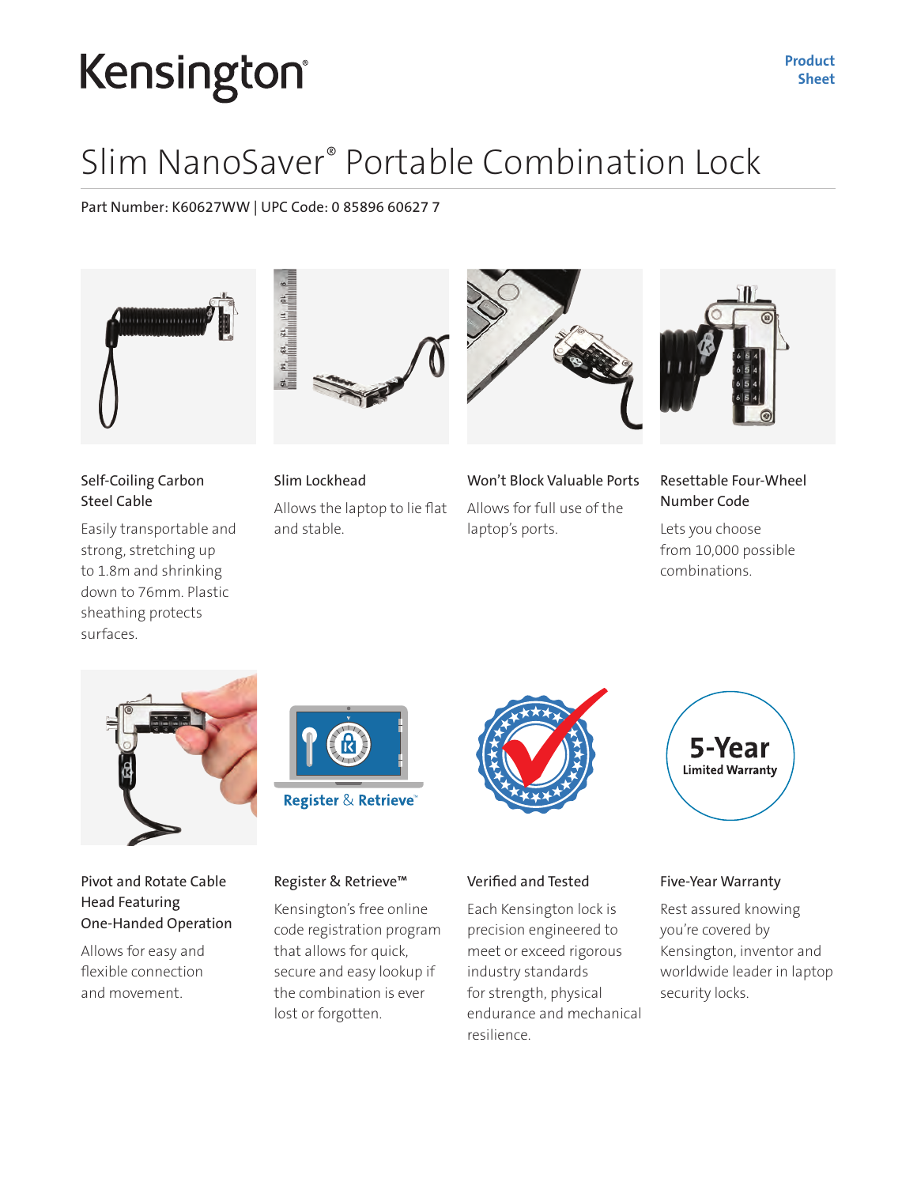# Kensington

Product Sheet

## Slim NanoSaver® Portable Combination Lock

Part Number: K60627WW | UPC Code: 0 85896 60627 7

### Self-Coiling Carbon Steel Cable

Easily transportable and strong, stretching up to 1.8m and shrinking down to 76mm. Plastic sheathing protects surfaces.

### Slim Lockhead

Allows the laptop to lie flat and stable.

### Won't Block Valuable Ports

Allows for full use of the laptop's ports.

### Resettable Four-Wheel Number Code

Lets you choose from 10,000 possible combinations.

### Pivot and Rotate Cable Head Featuring One-Handed Operation

Allows for easy and flexible connection and movement.

### Register & Retrieve™

Kensington's free online code registration program that allows for quick, secure and easy lookup if the combination is ever lost or forgotten.

### Verified and Tested

Each Kensington lock is precision engineered to meet or exceed rigorous industry standards for strength, physical endurance and mechanical resilience.

### Five-Year Warranty

Rest assured knowing you're covered by Kensington, inventor and worldwide leader in laptop security locks.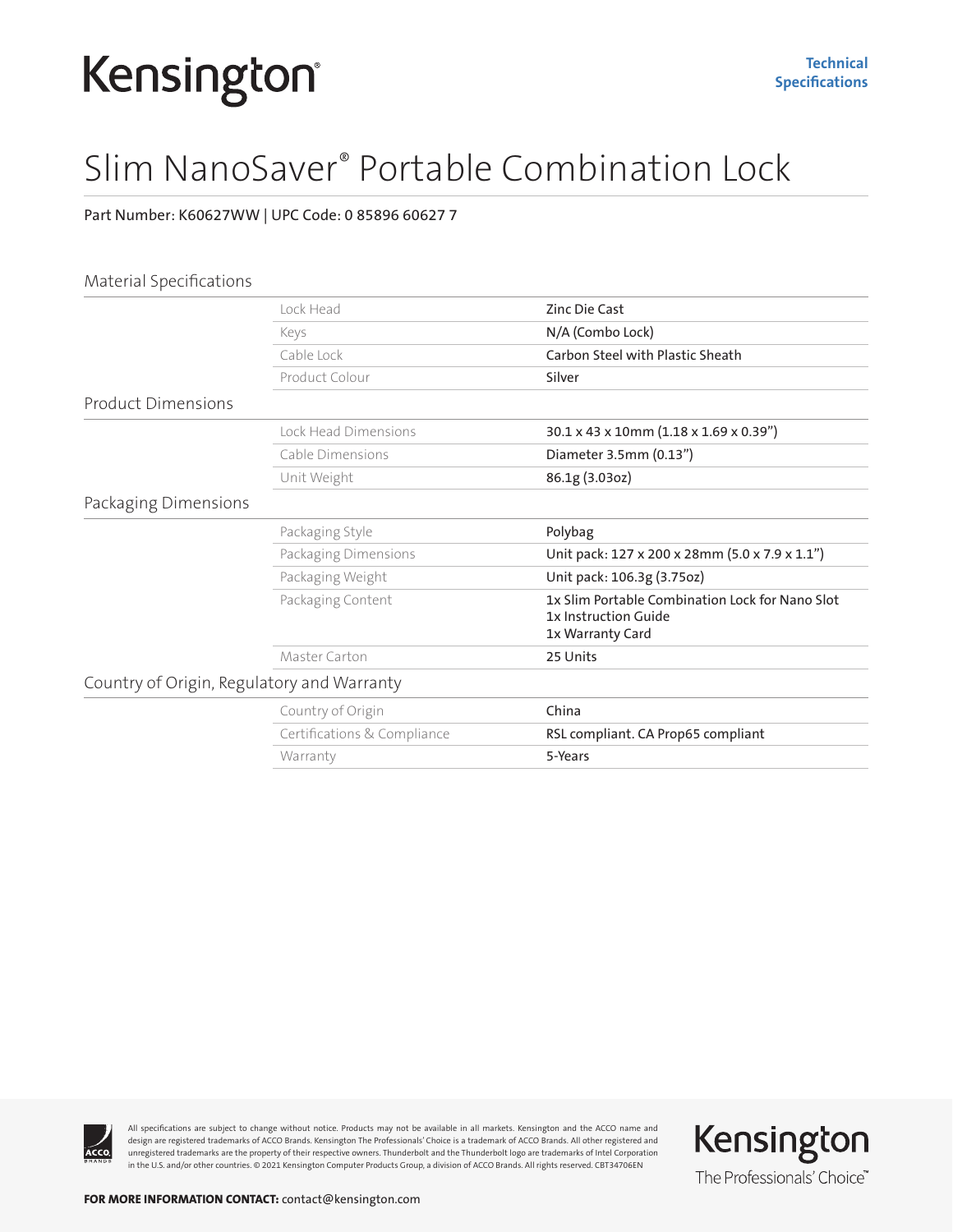Kensington

**Technical Specifications**

# Slim NanoSaver® Portable Combination Lock

Part Number: K60627WW | UPC Code: 0 85896 60627 7

## Material Specifications

| | |
|---|---|
| Lock Head | Zinc Die Cast |
| Keys | N/A (Combo Lock) |
| Cable Lock | Carbon Steel with Plastic Sheath |
| Product Colour | Silver |

## Product Dimensions

| | |
|---|---|
| Lock Head Dimensions | 30.1 x 43 x 10mm (1.18 x 1.69 x 0.39”) |
| Cable Dimensions | Diameter 3.5mm (0.13”) |
| Unit Weight | 86.1g (3.03oz) |

## Packaging Dimensions

| | |
|---|---|
| Packaging Style | Polybag |
| Packaging Dimensions | Unit pack: 127 x 200 x 28mm (5.0 x 7.9 x 1.1”) |
| Packaging Weight | Unit pack: 106.3g (3.75oz) |
| Packaging Content | 1x Slim Portable Combination Lock for Nano Slot<br>1x Instruction Guide<br>1x Warranty Card |
| Master Carton | 25 Units |

## Country of Origin, Regulatory and Warranty

| | |
|---|---|
| Country of Origin | China |
| Certifications & Compliance | RSL compliant. CA Prop65 compliant |
| Warranty | 5-Years |

All specifications are subject to change without notice. Products may not be available in all markets. Kensington and the ACCO name and design are registered trademarks of ACCO Brands. Kensington The Professionals' Choice is a trademark of ACCO Brands. All other registered and unregistered trademarks are the property of their respective owners. Thunderbolt and the Thunderbolt logo are trademarks of Intel Corporation in the U.S. and/or other countries. © 2021 Kensington Computer Products Group, a division of ACCO Brands. All rights reserved. CBT34706EN

Kensington
The Professionals' Choice™

**FOR MORE INFORMATION CONTACT:** contact@kensington.com